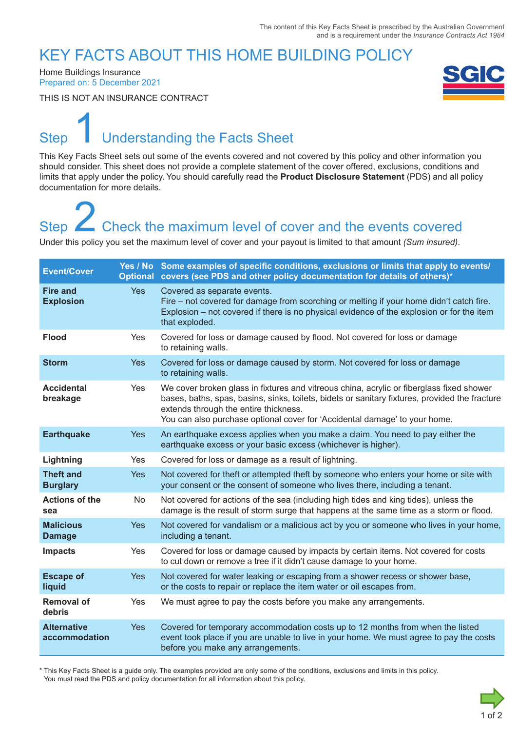The content of this Key Facts Sheet is prescribed by the Australian Government and is a requirement under the *Insurance Contracts Act 1984*

# KEY FACTS ABOUT THIS HOME BUILDING POLICY

Home Buildings Insurance

Prepared on: 5 December 2021

THIS IS NOT AN INSURANCE CONTRACT

## Step 1 Understanding the Facts Sheet

This Key Facts Sheet sets out some of the events covered and not covered by this policy and other information you should consider. This sheet does not provide a complete statement of the cover offered, exclusions, conditions and limits that apply under the policy. You should carefully read the **Product Disclosure Statement** (PDS) and all policy documentation for more details.

## Step 2 Check the maximum level of cover and the events covered

Under this policy you set the maximum level of cover and your payout is limited to that amount *(Sum insured)*.

| Event/Cover | Yes / No Optional | Some examples of specific conditions, exclusions or limits that apply to events/ covers (see PDS and other policy documentation for details of others)* |
|---|---|---|
| **Fire and Explosion** | Yes | Covered as separate events.<br>Fire – not covered for damage from scorching or melting if your home didn't catch fire.<br>Explosion – not covered if there is no physical evidence of the explosion or for the item that exploded. |
| **Flood** | Yes | Covered for loss or damage caused by flood. Not covered for loss or damage to retaining walls. |
| **Storm** | Yes | Covered for loss or damage caused by storm. Not covered for loss or damage to retaining walls. |
| **Accidental breakage** | Yes | We cover broken glass in fixtures and vitreous china, acrylic or fiberglass fixed shower bases, baths, spas, basins, sinks, toilets, bidets or sanitary fixtures, provided the fracture extends through the entire thickness.<br>You can also purchase optional cover for 'Accidental damage' to your home. |
| **Earthquake** | Yes | An earthquake excess applies when you make a claim. You need to pay either the earthquake excess or your basic excess (whichever is higher). |
| **Lightning** | Yes | Covered for loss or damage as a result of lightning. |
| **Theft and Burglary** | Yes | Not covered for theft or attempted theft by someone who enters your home or site with your consent or the consent of someone who lives there, including a tenant. |
| **Actions of the sea** | No | Not covered for actions of the sea (including high tides and king tides), unless the damage is the result of storm surge that happens at the same time as a storm or flood. |
| **Malicious Damage** | Yes | Not covered for vandalism or a malicious act by you or someone who lives in your home, including a tenant. |
| **Impacts** | Yes | Covered for loss or damage caused by impacts by certain items. Not covered for costs to cut down or remove a tree if it didn't cause damage to your home. |
| **Escape of liquid** | Yes | Not covered for water leaking or escaping from a shower recess or shower base, or the costs to repair or replace the item water or oil escapes from. |
| **Removal of debris** | Yes | We must agree to pay the costs before you make any arrangements. |
| **Alternative accommodation** | Yes | Covered for temporary accommodation costs up to 12 months from when the listed event took place if you are unable to live in your home. We must agree to pay the costs before you make any arrangements. |

\* This Key Facts Sheet is a guide only. The examples provided are only some of the conditions, exclusions and limits in this policy. You must read the PDS and policy documentation for all information about this policy.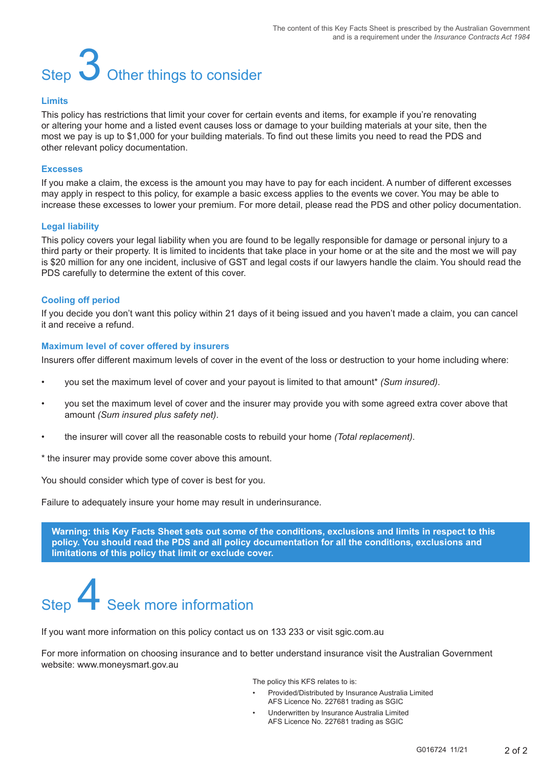The content of this Key Facts Sheet is prescribed by the Australian Government and is a requirement under the *Insurance Contracts Act 1984*

# Step 3 Other things to consider

### Limits

This policy has restrictions that limit your cover for certain events and items, for example if you're renovating or altering your home and a listed event causes loss or damage to your building materials at your site, then the most we pay is up to $1,000 for your building materials. To find out these limits you need to read the PDS and other relevant policy documentation.

### Excesses

If you make a claim, the excess is the amount you may have to pay for each incident. A number of different excesses may apply in respect to this policy, for example a basic excess applies to the events we cover. You may be able to increase these excesses to lower your premium. For more detail, please read the PDS and other policy documentation.

### Legal liability

This policy covers your legal liability when you are found to be legally responsible for damage or personal injury to a third party or their property. It is limited to incidents that take place in your home or at the site and the most we will pay is $20 million for any one incident, inclusive of GST and legal costs if our lawyers handle the claim. You should read the PDS carefully to determine the extent of this cover.

### Cooling off period

If you decide you don't want this policy within 21 days of it being issued and you haven't made a claim, you can cancel it and receive a refund.

### Maximum level of cover offered by insurers

Insurers offer different maximum levels of cover in the event of the loss or destruction to your home including where:

- you set the maximum level of cover and your payout is limited to that amount* *(Sum insured)*.
- you set the maximum level of cover and the insurer may provide you with some agreed extra cover above that amount *(Sum insured plus safety net)*.
- the insurer will cover all the reasonable costs to rebuild your home *(Total replacement)*.

* the insurer may provide some cover above this amount.

You should consider which type of cover is best for you.

Failure to adequately insure your home may result in underinsurance.

**Warning: this Key Facts Sheet sets out some of the conditions, exclusions and limits in respect to this policy. You should read the PDS and all policy documentation for all the conditions, exclusions and limitations of this policy that limit or exclude cover.**

# Step 4 Seek more information

If you want more information on this policy contact us on 133 233 or visit sgic.com.au

For more information on choosing insurance and to better understand insurance visit the Australian Government website: www.moneysmart.gov.au

The policy this KFS relates to is:

- Provided/Distributed by Insurance Australia Limited AFS Licence No. 227681 trading as SGIC
- Underwritten by Insurance Australia Limited AFS Licence No. 227681 trading as SGIC

G016724 11/21